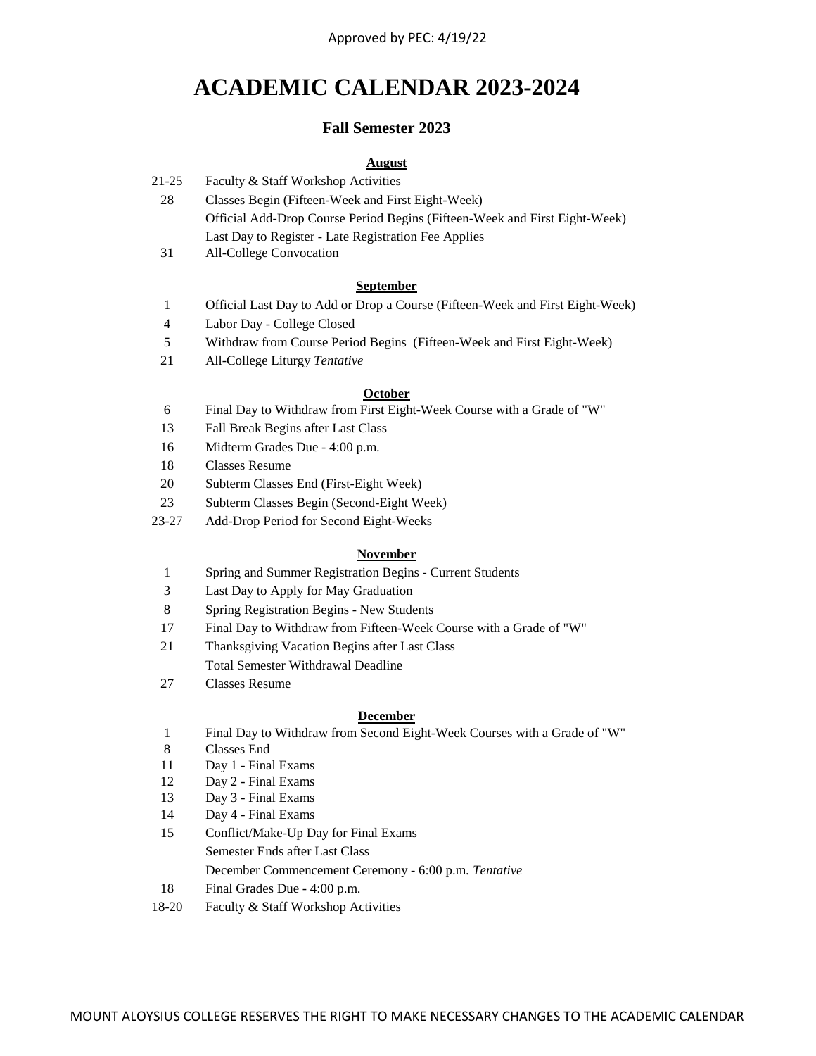Approved by PEC: 4/19/22

# ACADEMIC CALENDAR 2023-2024

## Fall Semester 2023

### August

| | |
|---|---|
| 21-25 | Faculty & Staff Workshop Activities |
| 28 | Classes Begin (Fifteen-Week and First Eight-Week) |
| | Official Add-Drop Course Period Begins (Fifteen-Week and First Eight-Week) |
| | Last Day to Register - Late Registration Fee Applies |
| 31 | All-College Convocation |

### September

| | |
|---|---|
| 1 | Official Last Day to Add or Drop a Course (Fifteen-Week and First Eight-Week) |
| 4 | Labor Day - College Closed |
| 5 | Withdraw from Course Period Begins (Fifteen-Week and First Eight-Week) |
| 21 | All-College Liturgy *Tentative* |

### October

| | |
|---|---|
| 6 | Final Day to Withdraw from First Eight-Week Course with a Grade of "W" |
| 13 | Fall Break Begins after Last Class |
| 16 | Midterm Grades Due - 4:00 p.m. |
| 18 | Classes Resume |
| 20 | Subterm Classes End (First-Eight Week) |
| 23 | Subterm Classes Begin (Second-Eight Week) |
| 23-27 | Add-Drop Period for Second Eight-Weeks |

### November

| | |
|---|---|
| 1 | Spring and Summer Registration Begins - Current Students |
| 3 | Last Day to Apply for May Graduation |
| 8 | Spring Registration Begins - New Students |
| 17 | Final Day to Withdraw from Fifteen-Week Course with a Grade of "W" |
| 21 | Thanksgiving Vacation Begins after Last Class |
| | Total Semester Withdrawal Deadline |
| 27 | Classes Resume |

### December

| | |
|---|---|
| 1 | Final Day to Withdraw from Second Eight-Week Courses with a Grade of "W" |
| 8 | Classes End |
| 11 | Day 1 - Final Exams |
| 12 | Day 2 - Final Exams |
| 13 | Day 3 - Final Exams |
| 14 | Day 4 - Final Exams |
| 15 | Conflict/Make-Up Day for Final Exams |
| | Semester Ends after Last Class |
| | December Commencement Ceremony - 6:00 p.m. *Tentative* |
| 18 | Final Grades Due - 4:00 p.m. |
| 18-20 | Faculty & Staff Workshop Activities |

MOUNT ALOYSIUS COLLEGE RESERVES THE RIGHT TO MAKE NECESSARY CHANGES TO THE ACADEMIC CALENDAR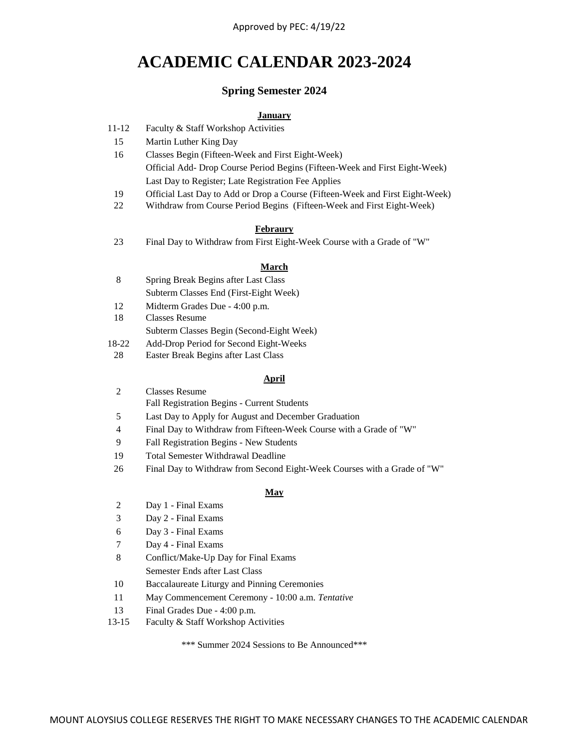Approved by PEC: 4/19/22

# ACADEMIC CALENDAR 2023-2024

## Spring Semester 2024

### January

| | |
|---|---|
| 11-12 | Faculty & Staff Workshop Activities |
| 15 | Martin Luther King Day |
| 16 | Classes Begin (Fifteen-Week and First Eight-Week) |
| | Official Add- Drop Course Period Begins (Fifteen-Week and First Eight-Week) |
| | Last Day to Register; Late Registration Fee Applies |
| 19 | Official Last Day to Add or Drop a Course (Fifteen-Week and First Eight-Week) |
| 22 | Withdraw from Course Period Begins (Fifteen-Week and First Eight-Week) |

### Febraury

| | |
|---|---|
| 23 | Final Day to Withdraw from First Eight-Week Course with a Grade of "W" |

### March

| | |
|---|---|
| 8 | Spring Break Begins after Last Class |
| | Subterm Classes End (First-Eight Week) |
| 12 | Midterm Grades Due - 4:00 p.m. |
| 18 | Classes Resume |
| | Subterm Classes Begin (Second-Eight Week) |
| 18-22 | Add-Drop Period for Second Eight-Weeks |
| 28 | Easter Break Begins after Last Class |

### April

| | |
|---|---|
| 2 | Classes Resume |
| | Fall Registration Begins - Current Students |
| 5 | Last Day to Apply for August and December Graduation |
| 4 | Final Day to Withdraw from Fifteen-Week Course with a Grade of "W" |
| 9 | Fall Registration Begins - New Students |
| 19 | Total Semester Withdrawal Deadline |
| 26 | Final Day to Withdraw from Second Eight-Week Courses with a Grade of "W" |

### May

| | |
|---|---|
| 2 | Day 1 - Final Exams |
| 3 | Day 2 - Final Exams |
| 6 | Day 3 - Final Exams |
| 7 | Day 4 - Final Exams |
| 8 | Conflict/Make-Up Day for Final Exams |
| | Semester Ends after Last Class |
| 10 | Baccalaureate Liturgy and Pinning Ceremonies |
| 11 | May Commencement Ceremony - 10:00 a.m. *Tentative* |
| 13 | Final Grades Due - 4:00 p.m. |
| 13-15 | Faculty & Staff Workshop Activities |

*** Summer 2024 Sessions to Be Announced***

MOUNT ALOYSIUS COLLEGE RESERVES THE RIGHT TO MAKE NECESSARY CHANGES TO THE ACADEMIC CALENDAR